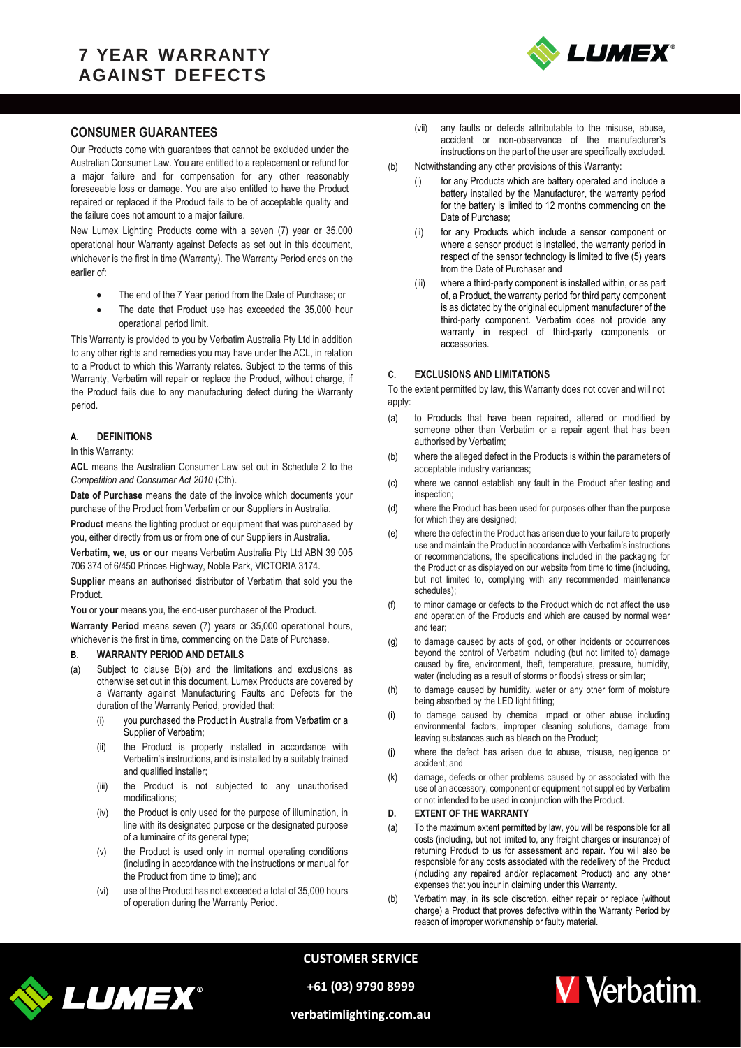# 7 YEAR WARRANTY AGAINST DEFECTS

## CONSUMER GUARANTEES

Our Products come with guarantees that cannot be excluded under the Australian Consumer Law. You are entitled to a replacement or refund for a major failure and for compensation for any other reasonably foreseeable loss or damage. You are also entitled to have the Product repaired or replaced if the Product fails to be of acceptable quality and the failure does not amount to a major failure.

New Lumex Lighting Products come with a seven (7) year or 35,000 operational hour Warranty against Defects as set out in this document, whichever is the first in time (Warranty). The Warranty Period ends on the earlier of:

- The end of the 7 Year period from the Date of Purchase; or
- The date that Product use has exceeded the 35,000 hour operational period limit.

This Warranty is provided to you by Verbatim Australia Pty Ltd in addition to any other rights and remedies you may have under the ACL, in relation to a Product to which this Warranty relates. Subject to the terms of this Warranty, Verbatim will repair or replace the Product, without charge, if the Product fails due to any manufacturing defect during the Warranty period.

### A. DEFINITIONS

In this Warranty:

**ACL** means the Australian Consumer Law set out in Schedule 2 to the *Competition and Consumer Act 2010* (Cth).

**Date of Purchase** means the date of the invoice which documents your purchase of the Product from Verbatim or our Suppliers in Australia.

**Product** means the lighting product or equipment that was purchased by you, either directly from us or from one of our Suppliers in Australia.

**Verbatim, we, us or our** means Verbatim Australia Pty Ltd ABN 39 005 706 374 of 6/450 Princes Highway, Noble Park, VICTORIA 3174.

**Supplier** means an authorised distributor of Verbatim that sold you the Product.

**You** or **your** means you, the end-user purchaser of the Product.

**Warranty Period** means seven (7) years or 35,000 operational hours, whichever is the first in time, commencing on the Date of Purchase.

### B. WARRANTY PERIOD AND DETAILS

(a) Subject to clause B(b) and the limitations and exclusions as otherwise set out in this document, Lumex Products are covered by a Warranty against Manufacturing Faults and Defects for the duration of the Warranty Period, provided that:

 (i) you purchased the Product in Australia from Verbatim or a Supplier of Verbatim;

 (ii) the Product is properly installed in accordance with Verbatim's instructions, and is installed by a suitably trained and qualified installer;

 (iii) the Product is not subjected to any unauthorised modifications;

 (iv) the Product is only used for the purpose of illumination, in line with its designated purpose or the designated purpose of a luminaire of its general type;

 (v) the Product is used only in normal operating conditions (including in accordance with the instructions or manual for the Product from time to time); and

 (vi) use of the Product has not exceeded a total of 35,000 hours of operation during the Warranty Period.

 (vii) any faults or defects attributable to the misuse, abuse, accident or non-observance of the manufacturer's instructions on the part of the user are specifically excluded.

(b) Notwithstanding any other provisions of this Warranty:

 (i) for any Products which are battery operated and include a battery installed by the Manufacturer, the warranty period for the battery is limited to 12 months commencing on the Date of Purchase;

 (ii) for any Products which include a sensor component or where a sensor product is installed, the warranty period in respect of the sensor technology is limited to five (5) years from the Date of Purchaser and

 (iii) where a third-party component is installed within, or as part of, a Product, the warranty period for third party component is as dictated by the original equipment manufacturer of the third-party component. Verbatim does not provide any warranty in respect of third-party components or accessories.

### C. EXCLUSIONS AND LIMITATIONS

To the extent permitted by law, this Warranty does not cover and will not apply:

(a) to Products that have been repaired, altered or modified by someone other than Verbatim or a repair agent that has been authorised by Verbatim;

(b) where the alleged defect in the Products is within the parameters of acceptable industry variances;

(c) where we cannot establish any fault in the Product after testing and inspection;

(d) where the Product has been used for purposes other than the purpose for which they are designed;

(e) where the defect in the Product has arisen due to your failure to properly use and maintain the Product in accordance with Verbatim's instructions or recommendations, the specifications included in the packaging for the Product or as displayed on our website from time to time (including, but not limited to, complying with any recommended maintenance schedules);

(f) to minor damage or defects to the Product which do not affect the use and operation of the Products and which are caused by normal wear and tear;

(g) to damage caused by acts of god, or other incidents or occurrences beyond the control of Verbatim including (but not limited to) damage caused by fire, environment, theft, temperature, pressure, humidity, water (including as a result of storms or floods) stress or similar;

(h) to damage caused by humidity, water or any other form of moisture being absorbed by the LED light fitting;

(i) to damage caused by chemical impact or other abuse including environmental factors, improper cleaning solutions, damage from leaving substances such as bleach on the Product;

(j) where the defect has arisen due to abuse, misuse, negligence or accident; and

(k) damage, defects or other problems caused by or associated with the use of an accessory, component or equipment not supplied by Verbatim or not intended to be used in conjunction with the Product.

### D. EXTENT OF THE WARRANTY

(a) To the maximum extent permitted by law, you will be responsible for all costs (including, but not limited to, any freight charges or insurance) of returning Product to us for assessment and repair. You will also be responsible for any costs associated with the redelivery of the Product (including any repaired and/or replacement Product) and any other expenses that you incur in claiming under this Warranty.

(b) Verbatim may, in its sole discretion, either repair or replace (without charge) a Product that proves defective within the Warranty Period by reason of improper workmanship or faulty material.

**CUSTOMER SERVICE**

**+61 (03) 9790 8999**

**verbatimlighting.com.au**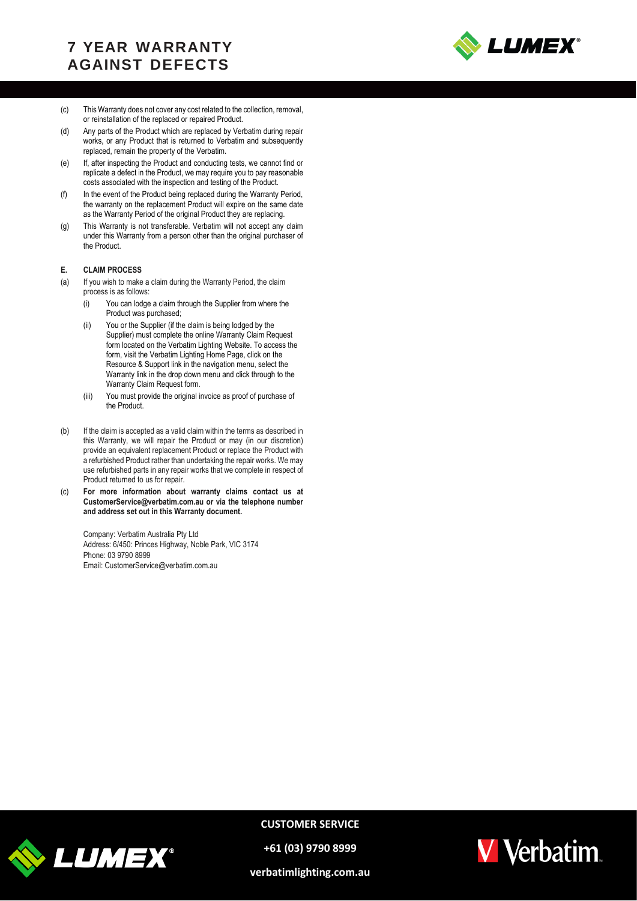(c) This Warranty does not cover any cost related to the collection, removal, or reinstallation of the replaced or repaired Product.

(d) Any parts of the Product which are replaced by Verbatim during repair works, or any Product that is returned to Verbatim and subsequently replaced, remain the property of the Verbatim.

(e) If, after inspecting the Product and conducting tests, we cannot find or replicate a defect in the Product, we may require you to pay reasonable costs associated with the inspection and testing of the Product.

(f) In the event of the Product being replaced during the Warranty Period, the warranty on the replacement Product will expire on the same date as the Warranty Period of the original Product they are replacing.

(g) This Warranty is not transferable. Verbatim will not accept any claim under this Warranty from a person other than the original purchaser of the Product.

**E. CLAIM PROCESS**

(a) If you wish to make a claim during the Warranty Period, the claim process is as follows:

  (i) You can lodge a claim through the Supplier from where the Product was purchased;

  (ii) You or the Supplier (if the claim is being lodged by the Supplier) must complete the online Warranty Claim Request form located on the Verbatim Lighting Website. To access the form, visit the Verbatim Lighting Home Page, click on the Resource & Support link in the navigation menu, select the Warranty link in the drop down menu and click through to the Warranty Claim Request form.

  (iii) You must provide the original invoice as proof of purchase of the Product.

(b) If the claim is accepted as a valid claim within the terms as described in this Warranty, we will repair the Product or may (in our discretion) provide an equivalent replacement Product or replace the Product with a refurbished Product rather than undertaking the repair works. We may use refurbished parts in any repair works that we complete in respect of Product returned to us for repair.

(c) **For more information about warranty claims contact us at CustomerService@verbatim.com.au or via the telephone number and address set out in this Warranty document.**

Company: Verbatim Australia Pty Ltd
Address: 6/450: Princes Highway, Noble Park, VIC 3174
Phone: 03 9790 8999
Email: CustomerService@verbatim.com.au